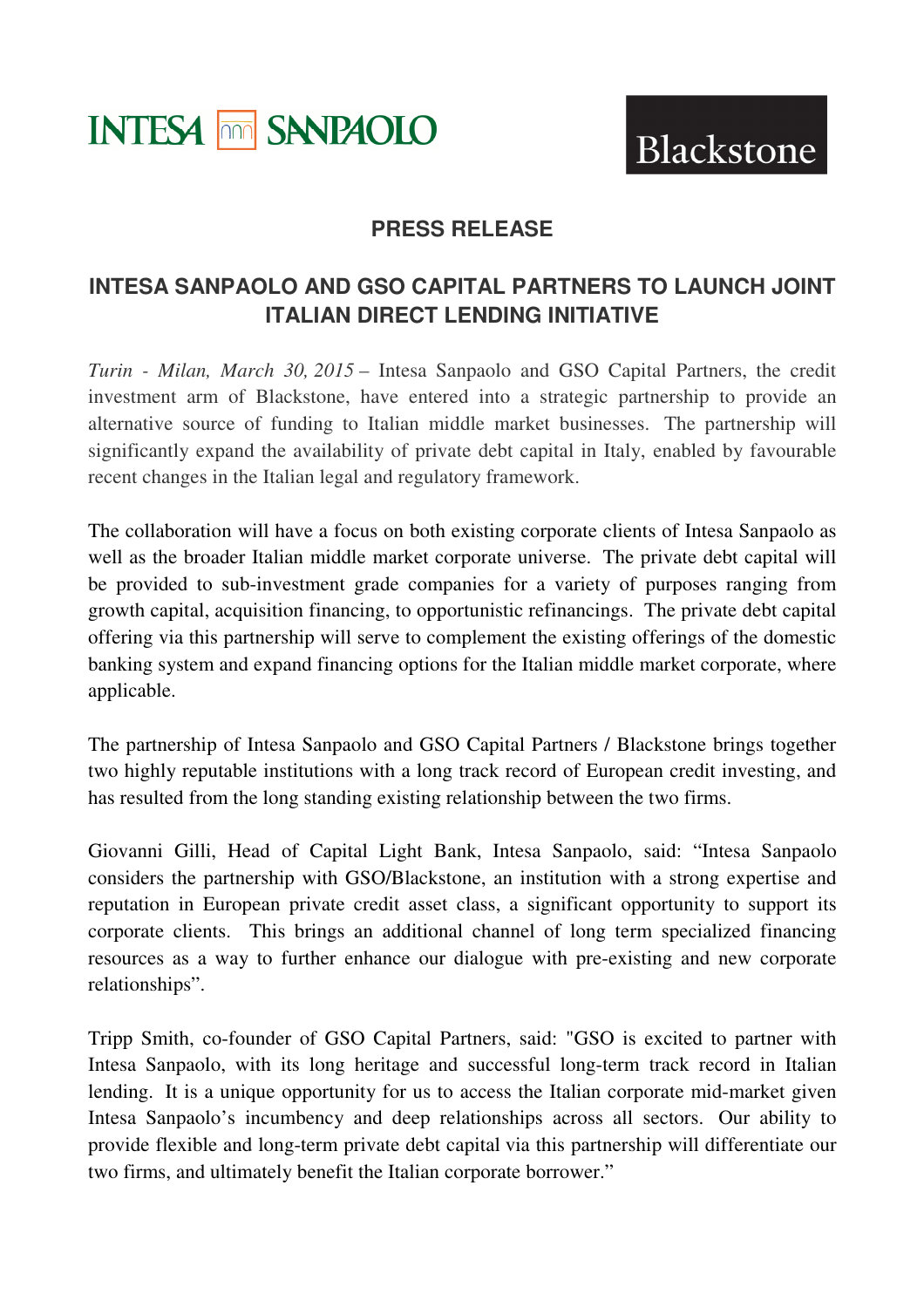INTESA SANPAOLO

Blackstone

## PRESS RELEASE

# INTESA SANPAOLO AND GSO CAPITAL PARTNERS TO LAUNCH JOINT ITALIAN DIRECT LENDING INITIATIVE

*Turin - Milan, March 30, 2015* – Intesa Sanpaolo and GSO Capital Partners, the credit investment arm of Blackstone, have entered into a strategic partnership to provide an alternative source of funding to Italian middle market businesses. The partnership will significantly expand the availability of private debt capital in Italy, enabled by favourable recent changes in the Italian legal and regulatory framework.

The collaboration will have a focus on both existing corporate clients of Intesa Sanpaolo as well as the broader Italian middle market corporate universe. The private debt capital will be provided to sub-investment grade companies for a variety of purposes ranging from growth capital, acquisition financing, to opportunistic refinancings. The private debt capital offering via this partnership will serve to complement the existing offerings of the domestic banking system and expand financing options for the Italian middle market corporate, where applicable.

The partnership of Intesa Sanpaolo and GSO Capital Partners / Blackstone brings together two highly reputable institutions with a long track record of European credit investing, and has resulted from the long standing existing relationship between the two firms.

Giovanni Gilli, Head of Capital Light Bank, Intesa Sanpaolo, said: "Intesa Sanpaolo considers the partnership with GSO/Blackstone, an institution with a strong expertise and reputation in European private credit asset class, a significant opportunity to support its corporate clients. This brings an additional channel of long term specialized financing resources as a way to further enhance our dialogue with pre-existing and new corporate relationships".

Tripp Smith, co-founder of GSO Capital Partners, said: "GSO is excited to partner with Intesa Sanpaolo, with its long heritage and successful long-term track record in Italian lending. It is a unique opportunity for us to access the Italian corporate mid-market given Intesa Sanpaolo's incumbency and deep relationships across all sectors. Our ability to provide flexible and long-term private debt capital via this partnership will differentiate our two firms, and ultimately benefit the Italian corporate borrower."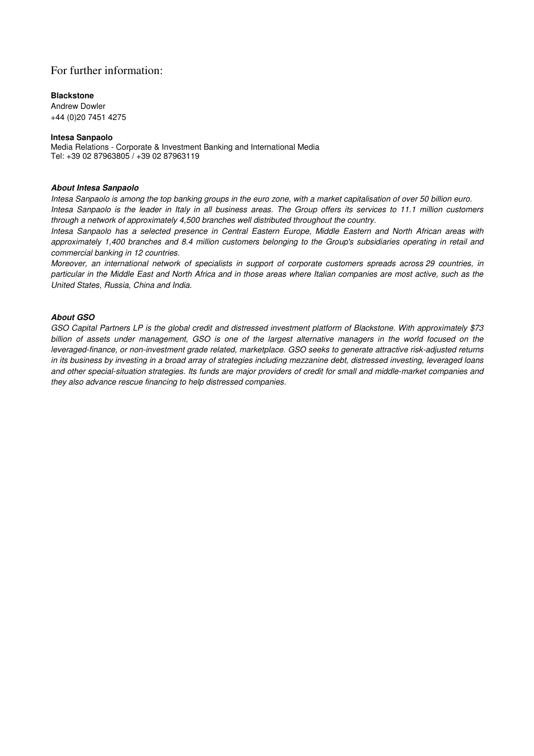## For further information:

**Blackstone**
Andrew Dowler
+44 (0)20 7451 4275

**Intesa Sanpaolo**
Media Relations - Corporate & Investment Banking and International Media
Tel: +39 02 87963805 / +39 02 87963119

***About Intesa Sanpaolo***

*Intesa Sanpaolo is among the top banking groups in the euro zone, with a market capitalisation of over 50 billion euro. Intesa Sanpaolo is the leader in Italy in all business areas. The Group offers its services to 11.1 million customers through a network of approximately 4,500 branches well distributed throughout the country.*

*Intesa Sanpaolo has a selected presence in Central Eastern Europe, Middle Eastern and North African areas with approximately 1,400 branches and 8.4 million customers belonging to the Group's subsidiaries operating in retail and commercial banking in 12 countries.*

*Moreover, an international network of specialists in support of corporate customers spreads across 29 countries, in particular in the Middle East and North Africa and in those areas where Italian companies are most active, such as the United States, Russia, China and India.*

***About GSO***

*GSO Capital Partners LP is the global credit and distressed investment platform of Blackstone. With approximately $73 billion of assets under management, GSO is one of the largest alternative managers in the world focused on the leveraged-finance, or non-investment grade related, marketplace. GSO seeks to generate attractive risk-adjusted returns in its business by investing in a broad array of strategies including mezzanine debt, distressed investing, leveraged loans and other special-situation strategies. Its funds are major providers of credit for small and middle-market companies and they also advance rescue financing to help distressed companies.*